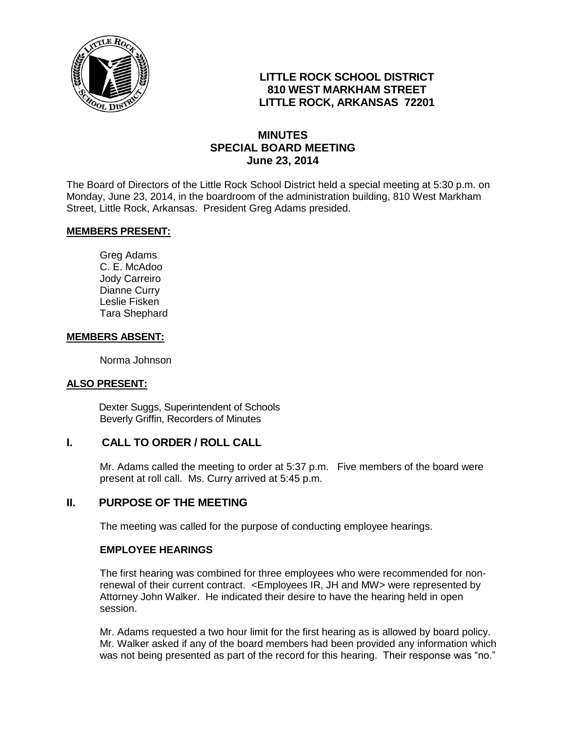# LITTLE ROCK SCHOOL DISTRICT
## 810 WEST MARKHAM STREET
## LITTLE ROCK, ARKANSAS 72201

## MINUTES
## SPECIAL BOARD MEETING
## June 23, 2014

The Board of Directors of the Little Rock School District held a special meeting at 5:30 p.m. on Monday, June 23, 2014, in the boardroom of the administration building, 810 West Markham Street, Little Rock, Arkansas. President Greg Adams presided.

**MEMBERS PRESENT:**

Greg Adams
C. E. McAdoo
Jody Carreiro
Dianne Curry
Leslie Fisken
Tara Shephard

**MEMBERS ABSENT:**

Norma Johnson

**ALSO PRESENT:**

Dexter Suggs, Superintendent of Schools
Beverly Griffin, Recorders of Minutes

## I. CALL TO ORDER / ROLL CALL

Mr. Adams called the meeting to order at 5:37 p.m. Five members of the board were present at roll call. Ms. Curry arrived at 5:45 p.m.

## II. PURPOSE OF THE MEETING

The meeting was called for the purpose of conducting employee hearings.

### EMPLOYEE HEARINGS

The first hearing was combined for three employees who were recommended for non-renewal of their current contract. <Employees IR, JH and MW> were represented by Attorney John Walker. He indicated their desire to have the hearing held in open session.

Mr. Adams requested a two hour limit for the first hearing as is allowed by board policy. Mr. Walker asked if any of the board members had been provided any information which was not being presented as part of the record for this hearing. Their response was "no."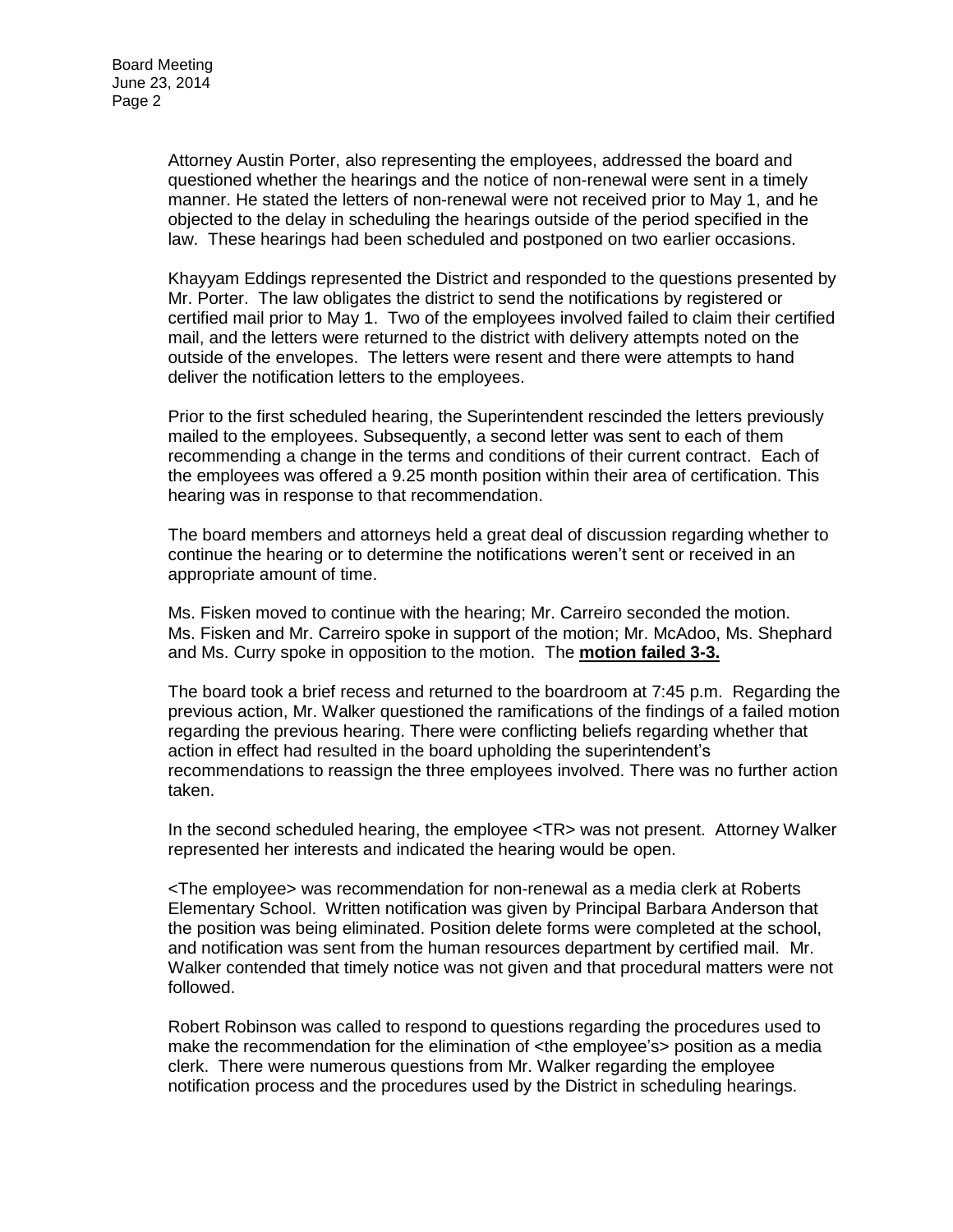Attorney Austin Porter, also representing the employees, addressed the board and questioned whether the hearings and the notice of non-renewal were sent in a timely manner. He stated the letters of non-renewal were not received prior to May 1, and he objected to the delay in scheduling the hearings outside of the period specified in the law. These hearings had been scheduled and postponed on two earlier occasions.

Khayyam Eddings represented the District and responded to the questions presented by Mr. Porter. The law obligates the district to send the notifications by registered or certified mail prior to May 1. Two of the employees involved failed to claim their certified mail, and the letters were returned to the district with delivery attempts noted on the outside of the envelopes. The letters were resent and there were attempts to hand deliver the notification letters to the employees.

Prior to the first scheduled hearing, the Superintendent rescinded the letters previously mailed to the employees. Subsequently, a second letter was sent to each of them recommending a change in the terms and conditions of their current contract. Each of the employees was offered a 9.25 month position within their area of certification. This hearing was in response to that recommendation.

The board members and attorneys held a great deal of discussion regarding whether to continue the hearing or to determine the notifications weren't sent or received in an appropriate amount of time.

Ms. Fisken moved to continue with the hearing; Mr. Carreiro seconded the motion. Ms. Fisken and Mr. Carreiro spoke in support of the motion; Mr. McAdoo, Ms. Shephard and Ms. Curry spoke in opposition to the motion. The **motion failed 3-3.**

The board took a brief recess and returned to the boardroom at 7:45 p.m. Regarding the previous action, Mr. Walker questioned the ramifications of the findings of a failed motion regarding the previous hearing. There were conflicting beliefs regarding whether that action in effect had resulted in the board upholding the superintendent's recommendations to reassign the three employees involved. There was no further action taken.

In the second scheduled hearing, the employee <TR> was not present. Attorney Walker represented her interests and indicated the hearing would be open.

<The employee> was recommendation for non-renewal as a media clerk at Roberts Elementary School. Written notification was given by Principal Barbara Anderson that the position was being eliminated. Position delete forms were completed at the school, and notification was sent from the human resources department by certified mail. Mr. Walker contended that timely notice was not given and that procedural matters were not followed.

Robert Robinson was called to respond to questions regarding the procedures used to make the recommendation for the elimination of <the employee's> position as a media clerk. There were numerous questions from Mr. Walker regarding the employee notification process and the procedures used by the District in scheduling hearings.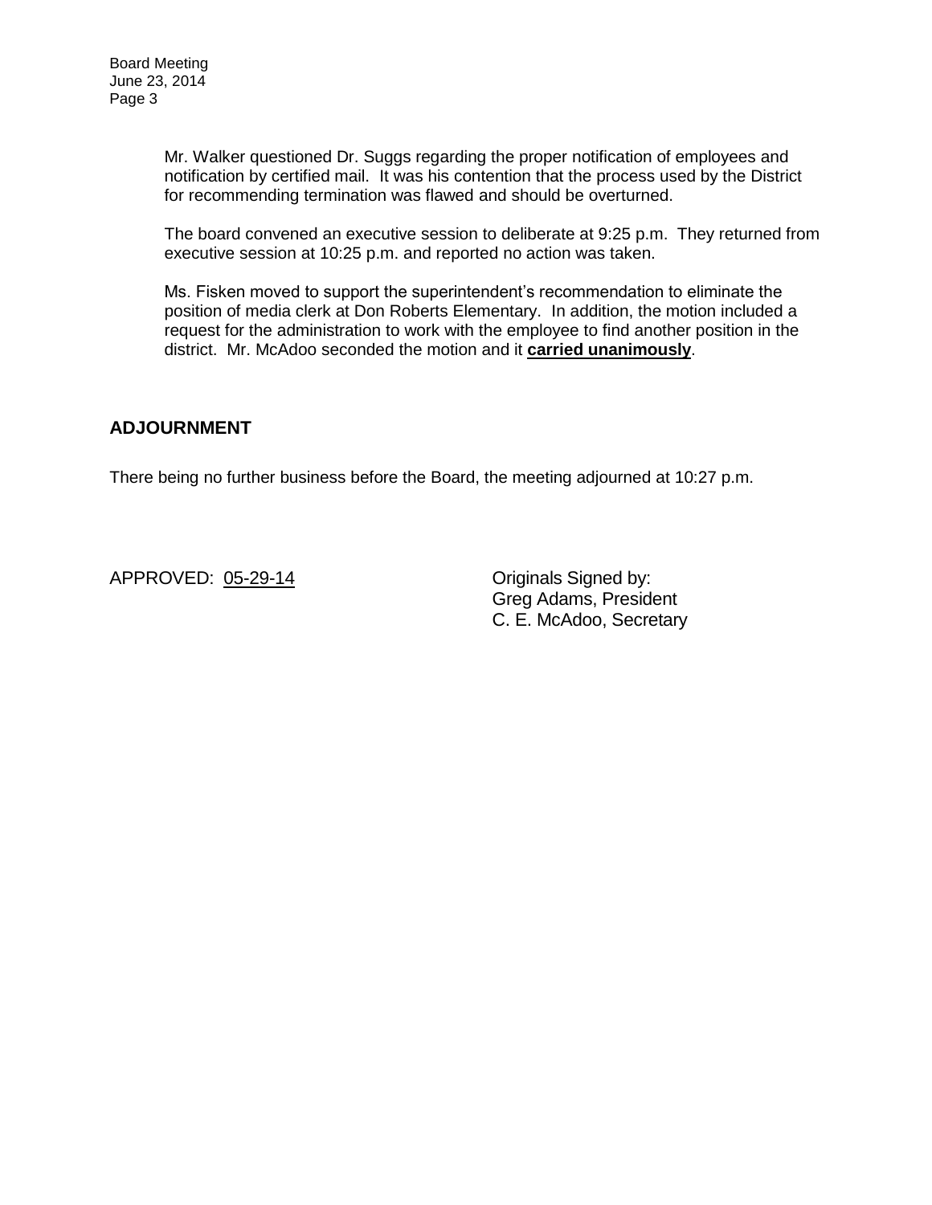Mr. Walker questioned Dr. Suggs regarding the proper notification of employees and notification by certified mail. It was his contention that the process used by the District for recommending termination was flawed and should be overturned.

The board convened an executive session to deliberate at 9:25 p.m. They returned from executive session at 10:25 p.m. and reported no action was taken.

Ms. Fisken moved to support the superintendent's recommendation to eliminate the position of media clerk at Don Roberts Elementary. In addition, the motion included a request for the administration to work with the employee to find another position in the district. Mr. McAdoo seconded the motion and it **carried unanimously**.

## ADJOURNMENT

There being no further business before the Board, the meeting adjourned at 10:27 p.m.

APPROVED: 05-29-14

Originals Signed by:
Greg Adams, President
C. E. McAdoo, Secretary